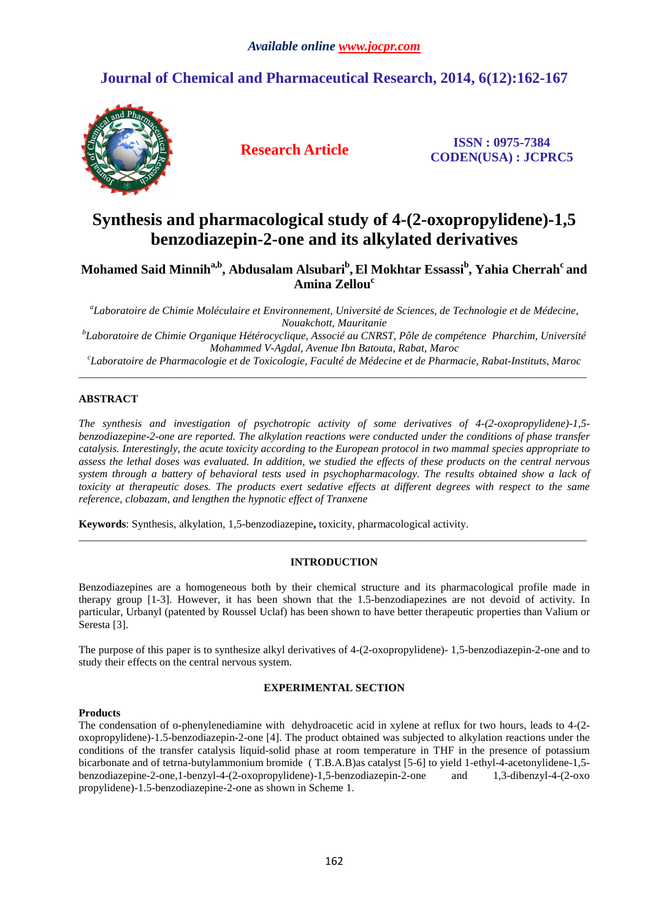# Synthesis and pharmacological study of 4-(2-oxopropylidene)-1,5 benzodiazepin-2-one and its alkylated derivatives

**Mohamed Said Minnih[a,b], Abdusalam Alsubari[b], El Mokhtar Essassi[b], Yahia Cherrah[c] and Amina Zellou[c]**

[a]*Laboratoire de Chimie Moléculaire et Environnement, Université de Sciences, de Technologie et de Médecine, Nouakchott, Mauritanie*

[b]*Laboratoire de Chimie Organique Hétérocyclique, Associé au CNRST, Pôle de compétence Pharchim, Université Mohammed V-Agdal, Avenue Ibn Batouta, Rabat, Maroc*

[c]*Laboratoire de Pharmacologie et de Toxicologie, Faculté de Médecine et de Pharmacie, Rabat-Instituts, Maroc*

---

## ABSTRACT

*The synthesis and investigation of psychotropic activity of some derivatives of 4-(2-oxopropylidene)-1,5-benzodiazepine-2-one are reported. The alkylation reactions were conducted under the conditions of phase transfer catalysis. Interestingly, the acute toxicity according to the European protocol in two mammal species appropriate to assess the lethal doses was evaluated. In addition, we studied the effects of these products on the central nervous system through a battery of behavioral tests used in psychopharmacology. The results obtained show a lack of toxicity at therapeutic doses. The products exert sedative effects at different degrees with respect to the same reference, clobazam, and lengthen the hypnotic effect of Tranxene*

**Keywords**: Synthesis, alkylation, 1,5-benzodiazepine**,** toxicity, pharmacological activity.

---

## INTRODUCTION

Benzodiazepines are a homogeneous both by their chemical structure and its pharmacological profile made in therapy group [1-3]. However, it has been shown that the 1.5-benzodiapezines are not devoid of activity. In particular, Urbanyl (patented by Roussel Uclaf) has been shown to have better therapeutic properties than Valium or Seresta [3].

The purpose of this paper is to synthesize alkyl derivatives of 4-(2-oxopropylidene)- 1,5-benzodiazepin-2-one and to study their effects on the central nervous system.

## EXPERIMENTAL SECTION

### Products

The condensation of o-phenylenediamine with dehydroacetic acid in xylene at reflux for two hours, leads to 4-(2-oxopropylidene)-1.5-benzodiazepin-2-one [4]. The product obtained was subjected to alkylation reactions under the conditions of the transfer catalysis liquid-solid phase at room temperature in THF in the presence of potassium bicarbonate and of tetrna-butylammonium bromide ( T.B.A.B)as catalyst [5-6] to yield 1-ethyl-4-acetonylidene-1,5-benzodiazepine-2-one,1-benzyl-4-(2-oxopropylidene)-1,5-benzodiazepin-2-one and 1,3-dibenzyl-4-(2-oxo propylidene)-1.5-benzodiazepine-2-one as shown in Scheme 1.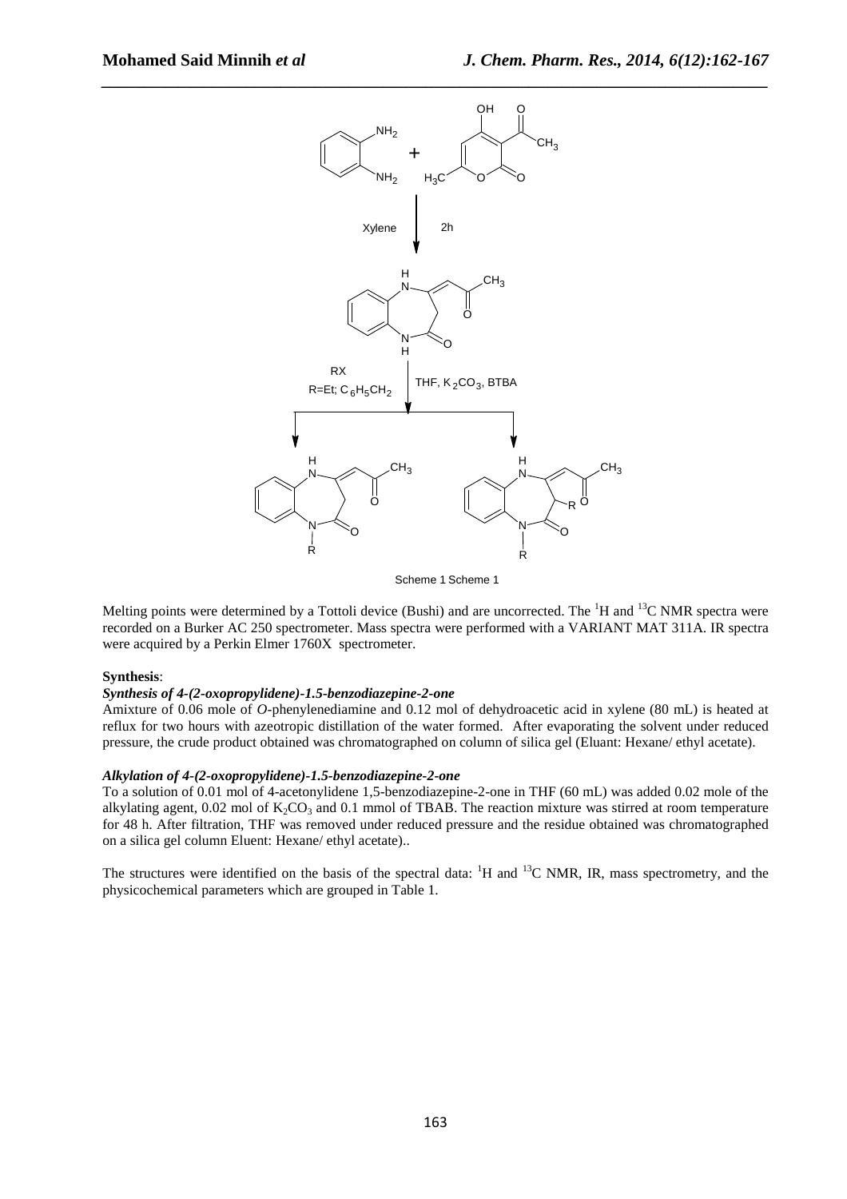Xylene

2h

RX

R=Et; $C_6H_5CH_2$

THF, $K_2CO_3$, BTBA

Scheme 1 Scheme 1

Melting points were determined by a Tottoli device (Bushi) and are uncorrected. The $^1H$ and $^{13}C$ NMR spectra were recorded on a Burker AC 250 spectrometer. Mass spectra were performed with a VARIANT MAT 311A. IR spectra were acquired by a Perkin Elmer 1760X spectrometer.

**Synthesis**:

***Synthesis of 4-(2-oxopropylidene)-1.5-benzodiazepine-2-one***

Amixture of 0.06 mole of *O*-phenylenediamine and 0.12 mol of dehydroacetic acid in xylene (80 mL) is heated at reflux for two hours with azeotropic distillation of the water formed. After evaporating the solvent under reduced pressure, the crude product obtained was chromatographed on column of silica gel (Eluant: Hexane/ ethyl acetate).

***Alkylation of 4-(2-oxopropylidene)-1.5-benzodiazepine-2-one***

To a solution of 0.01 mol of 4-acetonylidene 1,5-benzodiazepine-2-one in THF (60 mL) was added 0.02 mole of the alkylating agent, 0.02 mol of $K_2CO_3$ and 0.1 mmol of TBAB. The reaction mixture was stirred at room temperature for 48 h. After filtration, THF was removed under reduced pressure and the residue obtained was chromatographed on a silica gel column Eluent: Hexane/ ethyl acetate)..

The structures were identified on the basis of the spectral data: $^1H$ and $^{13}C$ NMR, IR, mass spectrometry, and the physicochemical parameters which are grouped in Table 1.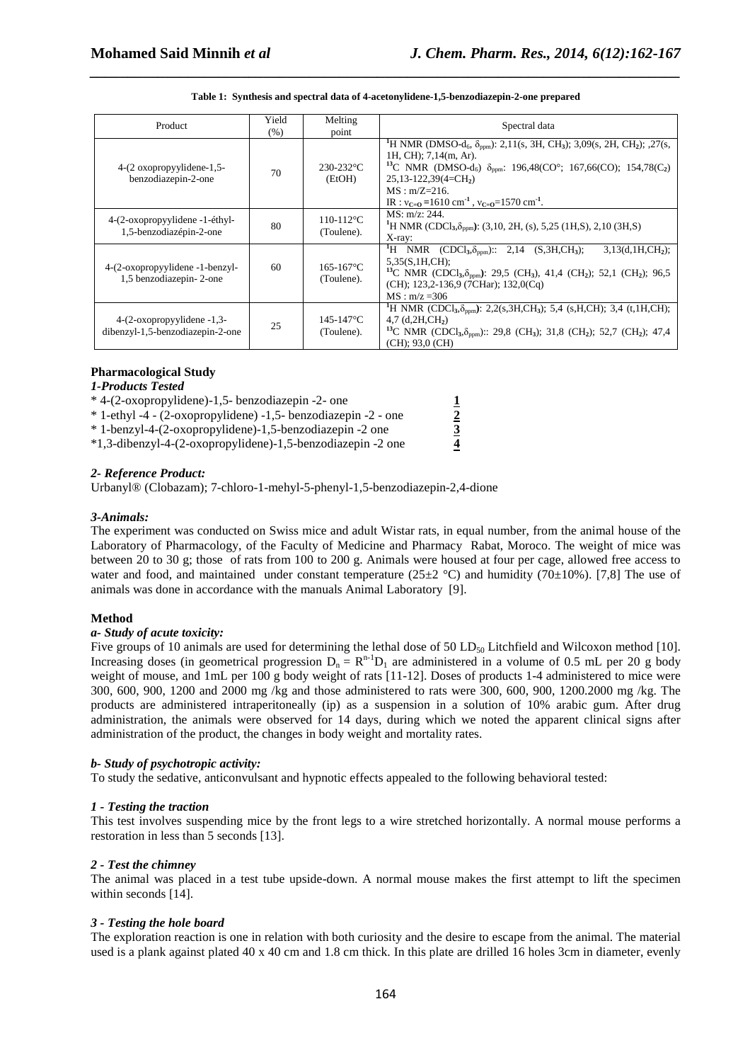**Table 1: Synthesis and spectral data of 4-acetonylidene-1,5-benzodiazepin-2-one prepared**

| Product | Yield (%) | Melting point | Spectral data |
|---|---|---|---|
| 4-(2 oxopropyylidene-1,5-benzodiazepin-2-one | 70 | 230-232°C (EtOH) | [1]H NMR (DMSO-$d_6$, $\delta_{ppm}$): 2,11(s, 3H, $CH_3$); 3,09(s, 2H, $CH_2$); ,27(s, 1H, CH); 7,14(m, Ar). [13]C NMR (DMSO-$d_6$) $\delta_{ppm}$: 196,48(CO°; 167,66(CO); 154,78($C_2$) 25,13-122,39(4=$CH_2$) MS : m/Z=216. IR : $\nu_{C=O}$ =1610 $cm^{-1}$ , $\nu_{C=O}$=1570 $cm^{-1}$. |
| 4-(2-oxopropyylidene -1-éthyl-1,5-benzodiazépin-2-one | 80 | 110-112°C (Toulene). | MS: m/z: 244. [1]H NMR ($CDCl_3$,$\delta_{ppm}$): (3,10, 2H, (s), 5,25 (1H,S), 2,10 (3H,S) X-ray: |
| 4-(2-oxopropyylidene -1-benzyl-1,5 benzodiazepin- 2-one | 60 | 165-167°C (Toulene). | [1]H NMR ($CDCl_3$,$\delta_{ppm}$):: 2,14 (S,3H,$CH_3$); 3,13(d,1H,$CH_2$); 5,35(S,1H,CH); [13]C NMR ($CDCl_3$,$\delta_{ppm}$): 29,5 ($CH_3$), 41,4 ($CH_2$); 52,1 ($CH_2$); 96,5 (CH); 123,2-136,9 (7CHar); 132,0(Cq) MS : m/z =306 |
| 4-(2-oxopropyylidene -1,3-dibenzyl-1,5-benzodiazepin-2-one | 25 | 145-147°C (Toulene). | [1]H NMR ($CDCl_3$,$\delta_{ppm}$): 2,2(s,3H,$CH_3$); 5,4 (s,H,CH); 3,4 (t,1H,CH); 4,7 (d,2H,$CH_2$) [13]C NMR ($CDCl_3$,$\delta_{ppm}$):: 29,8 ($CH_3$); 31,8 ($CH_2$); 52,7 ($CH_2$); 47,4 (CH); 93,0 (CH) |

## Pharmacological Study

### *1-Products Tested*

* 4-(2-oxopropylidene)-1,5- benzodiazepin -2- one **1**
* 1-ethyl -4 - (2-oxopropylidene) -1,5- benzodiazepin -2 - one **2**
* 1-benzyl-4-(2-oxopropylidene)-1,5-benzodiazepin -2 one **3**
*1,3-dibenzyl-4-(2-oxopropylidene)-1,5-benzodiazepin -2 one **4**

### *2- Reference Product:*

Urbanyl® (Clobazam); 7-chloro-1-mehyl-5-phenyl-1,5-benzodiazepin-2,4-dione

### *3-Animals:*

The experiment was conducted on Swiss mice and adult Wistar rats, in equal number, from the animal house of the Laboratory of Pharmacology, of the Faculty of Medicine and Pharmacy Rabat, Moroco. The weight of mice was between 20 to 30 g; those of rats from 100 to 200 g. Animals were housed at four per cage, allowed free access to water and food, and maintained under constant temperature (25±2 °C) and humidity (70±10%). [7,8] The use of animals was done in accordance with the manuals Animal Laboratory [9].

## Method

### *a- Study of acute toxicity:*

Five groups of 10 animals are used for determining the lethal dose of 50 $LD_{50}$ Litchfield and Wilcoxon method [10]. Increasing doses (in geometrical progression $D_n = R^{n-1}D_1$ are administered in a volume of 0.5 mL per 20 g body weight of mouse, and 1mL per 100 g body weight of rats [11-12]. Doses of products 1-4 administered to mice were 300, 600, 900, 1200 and 2000 mg /kg and those administered to rats were 300, 600, 900, 1200.2000 mg /kg. The products are administered intraperitoneally (ip) as a suspension in a solution of 10% arabic gum. After drug administration, the animals were observed for 14 days, during which we noted the apparent clinical signs after administration of the product, the changes in body weight and mortality rates.

### *b- Study of psychotropic activity:*

To study the sedative, anticonvulsant and hypnotic effects appealed to the following behavioral tested:

#### *1 - Testing the traction*

This test involves suspending mice by the front legs to a wire stretched horizontally. A normal mouse performs a restoration in less than 5 seconds [13].

#### *2 - Test the chimney*

The animal was placed in a test tube upside-down. A normal mouse makes the first attempt to lift the specimen within seconds [14].

#### *3 - Testing the hole board*

The exploration reaction is one in relation with both curiosity and the desire to escape from the animal. The material used is a plank against plated 40 x 40 cm and 1.8 cm thick. In this plate are drilled 16 holes 3cm in diameter, evenly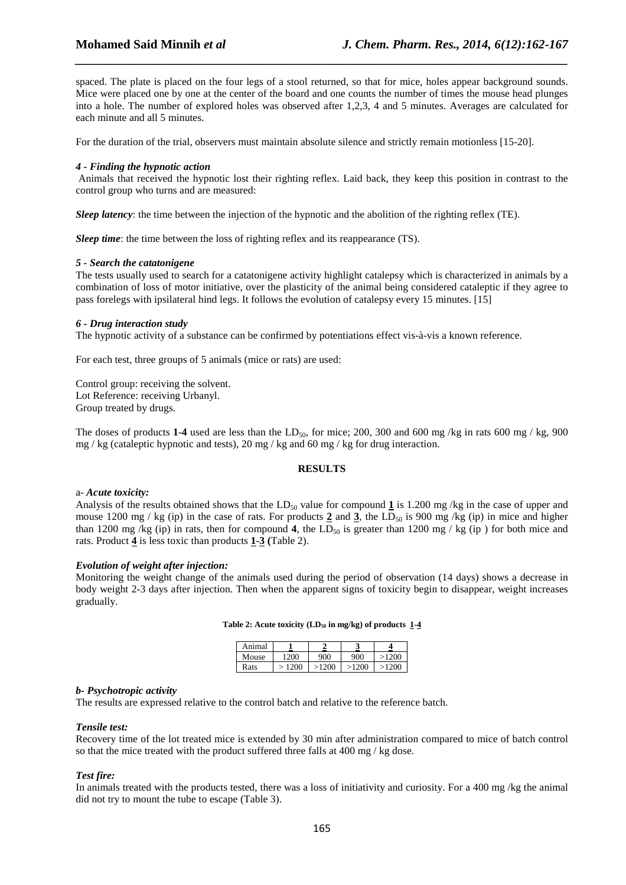spaced. The plate is placed on the four legs of a stool returned, so that for mice, holes appear background sounds. Mice were placed one by one at the center of the board and one counts the number of times the mouse head plunges into a hole. The number of explored holes was observed after 1,2,3, 4 and 5 minutes. Averages are calculated for each minute and all 5 minutes.

For the duration of the trial, observers must maintain absolute silence and strictly remain motionless [15-20].

#### *4 - Finding the hypnotic action*

Animals that received the hypnotic lost their righting reflex. Laid back, they keep this position in contrast to the control group who turns and are measured:

***Sleep latency***: the time between the injection of the hypnotic and the abolition of the righting reflex (TE).

***Sleep time***: the time between the loss of righting reflex and its reappearance (TS).

#### *5 - Search the catatonigene*

The tests usually used to search for a catatonigene activity highlight catalepsy which is characterized in animals by a combination of loss of motor initiative, over the plasticity of the animal being considered cataleptic if they agree to pass forelegs with ipsilateral hind legs. It follows the evolution of catalepsy every 15 minutes. [15]

#### *6 - Drug interaction study*

The hypnotic activity of a substance can be confirmed by potentiations effect vis-à-vis a known reference.

For each test, three groups of 5 animals (mice or rats) are used:

Control group: receiving the solvent.
Lot Reference: receiving Urbanyl.
Group treated by drugs.

The doses of products **1**-**4** used are less than the $LD_{50}$, for mice; 200, 300 and 600 mg /kg in rats 600 mg / kg, 900 mg / kg (cataleptic hypnotic and tests), 20 mg / kg and 60 mg / kg for drug interaction.

## RESULTS

#### a- *Acute toxicity:*

Analysis of the results obtained shows that the $LD_{50}$ value for compound **1** is 1.200 mg /kg in the case of upper and mouse 1200 mg / kg (ip) in the case of rats. For products **2** and **3**, the $LD_{50}$ is 900 mg /kg (ip) in mice and higher than 1200 mg /kg (ip) in rats, then for compound **4**, the $LD_{50}$ is greater than 1200 mg / kg (ip ) for both mice and rats. Product **4** is less toxic than products **1**-**3** (Table 2).

#### *Evolution of weight after injection:*

Monitoring the weight change of the animals used during the period of observation (14 days) shows a decrease in body weight 2-3 days after injection. Then when the apparent signs of toxicity begin to disappear, weight increases gradually.

**Table 2: Acute toxicity ($LD_{50}$ in mg/kg) of products 1-4**

| Animal | 1 | 2 | 3 | 4 |
|---|---|---|---|---|
| Mouse | 1200 | 900 | 900 | >1200 |
| Rats | > 1200 | >1200 | >1200 | >1200 |

#### *b- Psychotropic activity*

The results are expressed relative to the control batch and relative to the reference batch.

#### *Tensile test:*

Recovery time of the lot treated mice is extended by 30 min after administration compared to mice of batch control so that the mice treated with the product suffered three falls at 400 mg / kg dose.

#### *Test fire:*

In animals treated with the products tested, there was a loss of initiativity and curiosity. For a 400 mg /kg the animal did not try to mount the tube to escape (Table 3).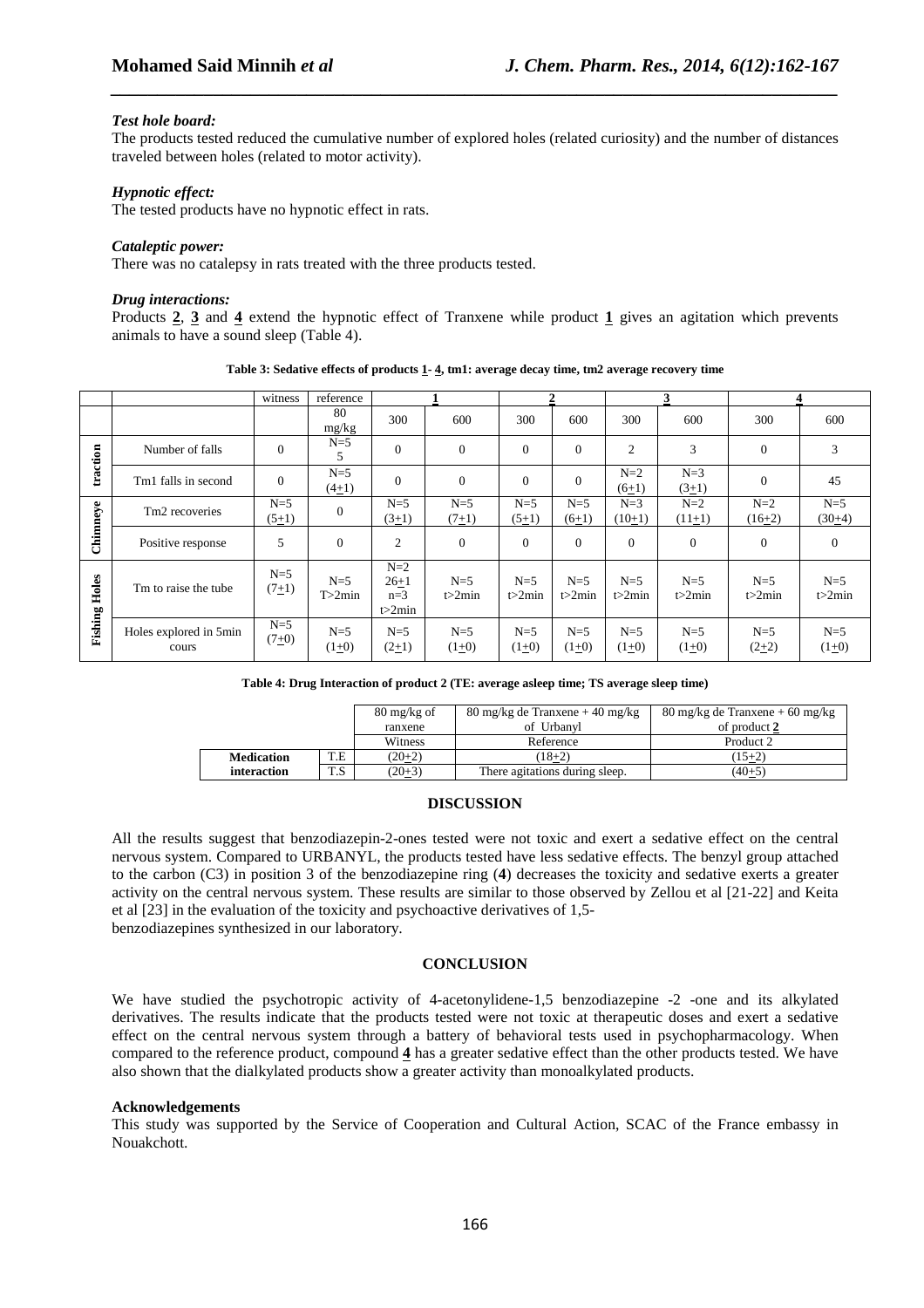### *Test hole board:*

The products tested reduced the cumulative number of explored holes (related curiosity) and the number of distances traveled between holes (related to motor activity).

### *Hypnotic effect:*

The tested products have no hypnotic effect in rats.

### *Cataleptic power:*

There was no catalepsy in rats treated with the three products tested.

### *Drug interactions:*

Products **2**, **3** and **4** extend the hypnotic effect of Tranxene while product **1** gives an agitation which prevents animals to have a sound sleep (Table 4).

**Table 3: Sedative effects of products 1- 4, tm1: average decay time, tm2 average recovery time**

| | | witness | reference | 1 | | 2 | | 3 | | 4 | |
|---|---|---|---|---|---|---|---|---|---|---|---|
| | | | 80 mg/kg | 300 | 600 | 300 | 600 | 300 | 600 | 300 | 600 |
| traction | Number of falls | 0 | N=5 5 | 0 | 0 | 0 | 0 | 2 | 3 | 0 | 3 |
| traction | Tm1 falls in second | 0 | N=5 (4±1) | 0 | 0 | 0 | 0 | N=2 (6±1) | N=3 (3±1) | 0 | 45 |
| Chimneye | Tm2 recoveries | N=5 (5±1) | 0 | N=5 (3±1) | N=5 (7±1) | N=5 (5±1) | N=5 (6±1) | N=3 (10±1) | N=2 (11±1) | N=2 (16±2) | N=5 (30±4) |
| Chimneye | Positive response | 5 | 0 | 2 | 0 | 0 | 0 | 0 | 0 | 0 | 0 |
| Fishing Holes | Tm to raise the tube | N=5 (7±1) | N=5 T>2min | N=2 26±1 n=3 t>2min | N=5 t>2min | N=5 t>2min | N=5 t>2min | N=5 t>2min | N=5 t>2min | N=5 t>2min | N=5 t>2min |
| Fishing Holes | Holes explored in 5min cours | N=5 (7±0) | N=5 (1±0) | N=5 (2±1) | N=5 (1±0) | N=5 (1±0) | N=5 (1±0) | N=5 (1±0) | N=5 (1±0) | N=5 (2±2) | N=5 (1±0) |

**Table 4: Drug Interaction of product 2 (TE: average asleep time; TS average sleep time)**

| | | 80 mg/kg of ranxene | 80 mg/kg de Tranxene + 40 mg/kg of Urbanyl | 80 mg/kg de Tranxene + 60 mg/kg of product 2 |
|---|---|---|---|---|
| | | Witness | Reference | Product 2 |
| **Medication interaction** | T.E | (20±2) | (18±2) | (15±2) |
| | T.S | (20±3) | There agitations during sleep. | (40±5) |

## DISCUSSION

All the results suggest that benzodiazepin-2-ones tested were not toxic and exert a sedative effect on the central nervous system. Compared to URBANYL, the products tested have less sedative effects. The benzyl group attached to the carbon (C3) in position 3 of the benzodiazepine ring (**4**) decreases the toxicity and sedative exerts a greater activity on the central nervous system. These results are similar to those observed by Zellou et al [21-22] and Keita et al [23] in the evaluation of the toxicity and psychoactive derivatives of 1,5-benzodiazepines synthesized in our laboratory.

## CONCLUSION

We have studied the psychotropic activity of 4-acetonylidene-1,5 benzodiazepine -2 -one and its alkylated derivatives. The results indicate that the products tested were not toxic at therapeutic doses and exert a sedative effect on the central nervous system through a battery of behavioral tests used in psychopharmacology. When compared to the reference product, compound **4** has a greater sedative effect than the other products tested. We have also shown that the dialkylated products show a greater activity than monoalkylated products.

### Acknowledgements

This study was supported by the Service of Cooperation and Cultural Action, SCAC of the France embassy in Nouakchott.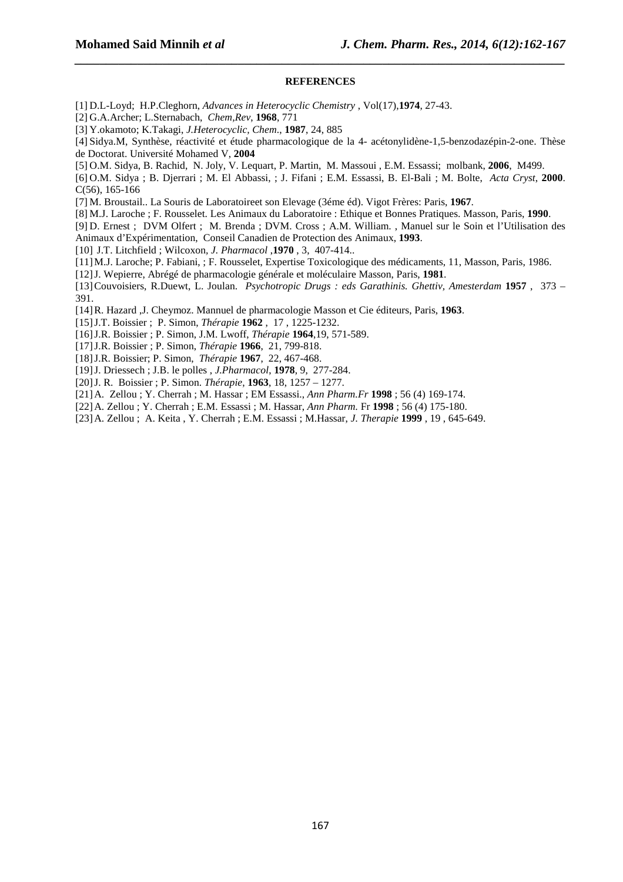## REFERENCES

[1] D.L-Loyd; H.P.Cleghorn, *Advances in Heterocyclic Chemistry* , Vol(17),**1974**, 27-43.

[2] G.A.Archer; L.Sternabach, *Chem,Rev*, **1968**, 771

[3] Y.okamoto; K.Takagi, *J.Heterocyclic, Chem.*, **1987**, 24, 885

[4] Sidya.M, Synthèse, réactivité et étude pharmacologique de la 4- acétonylidène-1,5-benzodazépin-2-one. Thèse de Doctorat. Université Mohamed V, **2004**

[5] O.M. Sidya, B. Rachid, N. Joly, V. Lequart, P. Martin, M. Massoui , E.M. Essassi; molbank, **2006**, M499.

[6] O.M. Sidya ; B. Djerrari ; M. El Abbassi, ; J. Fifani ; E.M. Essassi, B. El-Bali ; M. Bolte, *Acta Cryst*, **2000**. C(56), 165-166

[7] M. Broustail.. La Souris de Laboratoireet son Elevage (3éme éd). Vigot Frères: Paris, **1967**.

[8] M.J. Laroche ; F. Rousselet. Les Animaux du Laboratoire : Ethique et Bonnes Pratiques. Masson, Paris, **1990**.

[9] D. Ernest ; DVM Olfert ; M. Brenda ; DVM. Cross ; A.M. William. , Manuel sur le Soin et l'Utilisation des Animaux d'Expérimentation, Conseil Canadien de Protection des Animaux, **1993**.

[10] J.T. Litchfield ; Wilcoxon, *J. Pharmacol* ,**1970** , 3, 407-414..

[11] M.J. Laroche; P. Fabiani, ; F. Rousselet, Expertise Toxicologique des médicaments, 11, Masson, Paris, 1986.

[12] J. Wepierre, Abrégé de pharmacologie générale et moléculaire Masson, Paris, **1981**.

[13] Couvoisiers, R.Duewt, L. Joulan. *Psychotropic Drugs : eds Garathinis. Ghettiv, Amesterdam* **1957** , 373 – 391.

[14] R. Hazard ,J. Cheymoz. Mannuel de pharmacologie Masson et Cie éditeurs, Paris, **1963**.

[15] J.T. Boissier ; P. Simon, *Thérapie* **1962** , 17 , 1225-1232.

[16] J.R. Boissier ; P. Simon, J.M. Lwoff, *Thérapie* **1964**,19, 571-589.

[17] J.R. Boissier ; P. Simon, *Thérapie* **1966**, 21, 799-818.

[18] J.R. Boissier; P. Simon, *Thérapie* **1967**, 22, 467-468.

[19] J. Driessech ; J.B. le polles , *J.Pharmacol*, **1978**, 9, 277-284.

[20] J. R. Boissier ; P. Simon. *Thérapie*, **1963**, 18, 1257 – 1277.

[21] A. Zellou ; Y. Cherrah ; M. Hassar ; EM Essassi., *Ann Pharm.Fr* **1998** ; 56 (4) 169-174.

[22] A. Zellou ; Y. Cherrah ; E.M. Essassi ; M. Hassar, *Ann Pharm.* Fr **1998** ; 56 (4) 175-180.

[23] A. Zellou ; A. Keita , Y. Cherrah ; E.M. Essassi ; M.Hassar, *J. Therapie* **1999** , 19 , 645-649.